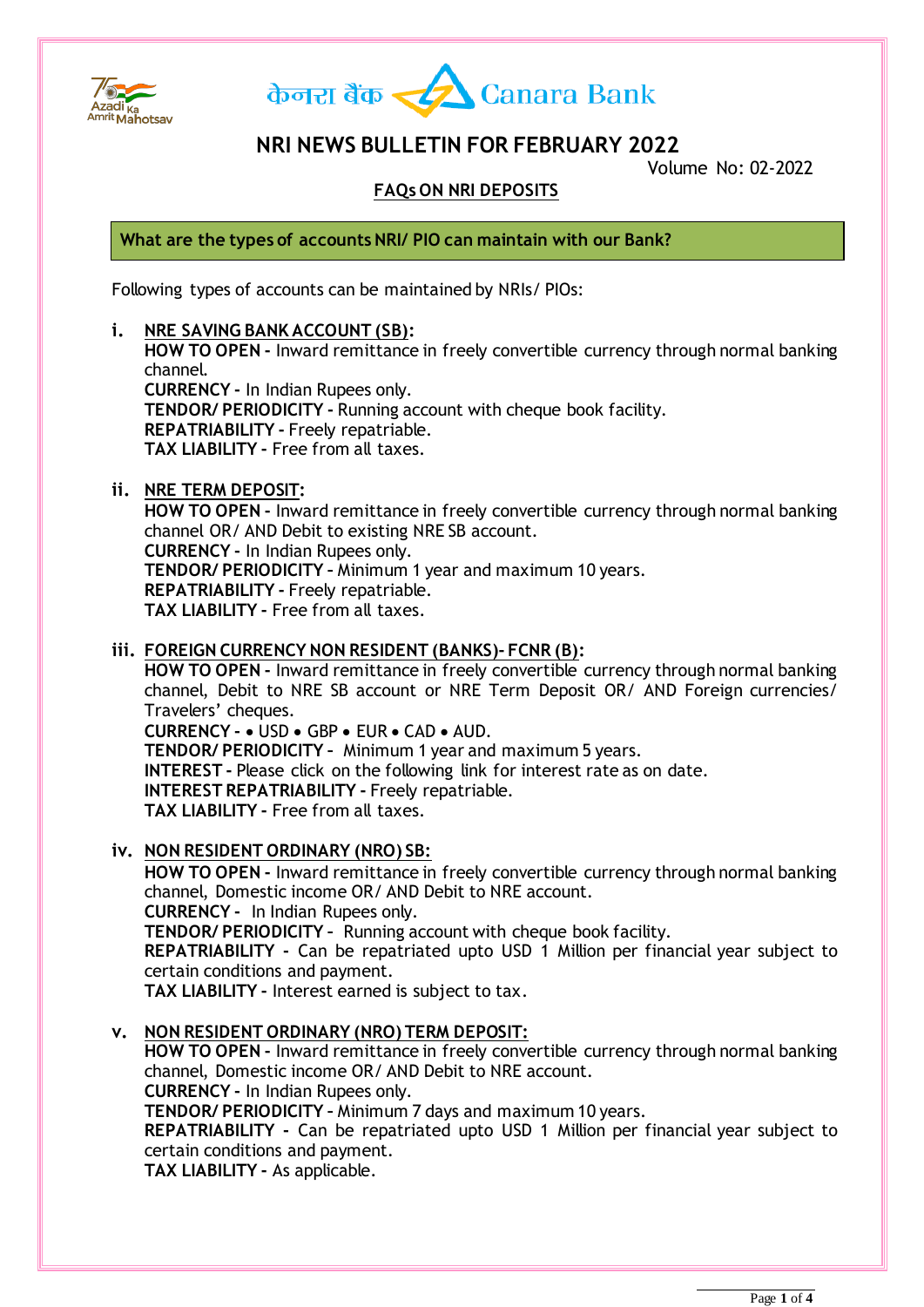केनरा बैंक Canara Bank

# NRI NEWS BULLETIN FOR FEBRUARY 2022

Volume No: 02-2022

## FAQs ON NRI DEPOSITS

### What are the types of accounts NRI/ PIO can maintain with our Bank?

Following types of accounts can be maintained by NRIs/ PIOs:

**i. NRE SAVING BANK ACCOUNT (SB):**

**HOW TO OPEN -** Inward remittance in freely convertible currency through normal banking channel.
**CURRENCY -** In Indian Rupees only.
**TENDOR/ PERIODICITY -** Running account with cheque book facility.
**REPATRIABILITY -** Freely repatriable.
**TAX LIABILITY -** Free from all taxes.

**ii. NRE TERM DEPOSIT:**

**HOW TO OPEN -** Inward remittance in freely convertible currency through normal banking channel OR/ AND Debit to existing NRE SB account.
**CURRENCY -** In Indian Rupees only.
**TENDOR/ PERIODICITY -** Minimum 1 year and maximum 10 years.
**REPATRIABILITY -** Freely repatriable.
**TAX LIABILITY -** Free from all taxes.

**iii. FOREIGN CURRENCY NON RESIDENT (BANKS)- FCNR (B):**

**HOW TO OPEN -** Inward remittance in freely convertible currency through normal banking channel, Debit to NRE SB account or NRE Term Deposit OR/ AND Foreign currencies/ Travelers' cheques.
**CURRENCY -** • USD • GBP • EUR • CAD • AUD.
**TENDOR/ PERIODICITY -** Minimum 1 year and maximum 5 years.
**INTEREST -** Please click on the following link for interest rate as on date.
**INTEREST REPATRIABILITY -** Freely repatriable.
**TAX LIABILITY -** Free from all taxes.

**iv. NON RESIDENT ORDINARY (NRO) SB:**

**HOW TO OPEN -** Inward remittance in freely convertible currency through normal banking channel, Domestic income OR/ AND Debit to NRE account.
**CURRENCY -** In Indian Rupees only.
**TENDOR/ PERIODICITY -** Running account with cheque book facility.
**REPATRIABILITY -** Can be repatriated upto USD 1 Million per financial year subject to certain conditions and payment.
**TAX LIABILITY -** Interest earned is subject to tax.

**v. NON RESIDENT ORDINARY (NRO) TERM DEPOSIT:**

**HOW TO OPEN -** Inward remittance in freely convertible currency through normal banking channel, Domestic income OR/ AND Debit to NRE account.
**CURRENCY -** In Indian Rupees only.
**TENDOR/ PERIODICITY -** Minimum 7 days and maximum 10 years.
**REPATRIABILITY -** Can be repatriated upto USD 1 Million per financial year subject to certain conditions and payment.
**TAX LIABILITY -** As applicable.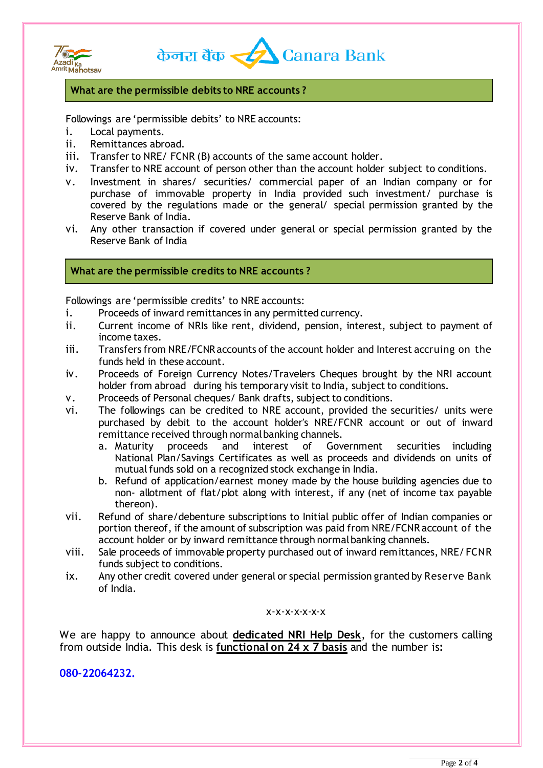## What are the permissible debits to NRE accounts ?

Followings are 'permissible debits' to NRE accounts:

i. Local payments.
ii. Remittances abroad.
iii. Transfer to NRE/ FCNR (B) accounts of the same account holder.
iv. Transfer to NRE account of person other than the account holder subject to conditions.
v. Investment in shares/ securities/ commercial paper of an Indian company or for purchase of immovable property in India provided such investment/ purchase is covered by the regulations made or the general/ special permission granted by the Reserve Bank of India.
vi. Any other transaction if covered under general or special permission granted by the Reserve Bank of India

## What are the permissible credits to NRE accounts ?

Followings are 'permissible credits' to NRE accounts:

i. Proceeds of inward remittances in any permitted currency.
ii. Current income of NRIs like rent, dividend, pension, interest, subject to payment of income taxes.
iii. Transfers from NRE/FCNR accounts of the account holder and Interest accruing on the funds held in these account.
iv. Proceeds of Foreign Currency Notes/Travelers Cheques brought by the NRI account holder from abroad during his temporary visit to India, subject to conditions.
v. Proceeds of Personal cheques/ Bank drafts, subject to conditions.
vi. The followings can be credited to NRE account, provided the securities/ units were purchased by debit to the account holder's NRE/FCNR account or out of inward remittance received through normal banking channels.
   a. Maturity proceeds and interest of Government securities including National Plan/Savings Certificates as well as proceeds and dividends on units of mutual funds sold on a recognized stock exchange in India.
   b. Refund of application/earnest money made by the house building agencies due to non- allotment of flat/plot along with interest, if any (net of income tax payable thereon).
vii. Refund of share/debenture subscriptions to Initial public offer of Indian companies or portion thereof, if the amount of subscription was paid from NRE/FCNR account of the account holder or by inward remittance through normal banking channels.
viii. Sale proceeds of immovable property purchased out of inward remittances, NRE/ FCNR funds subject to conditions.
ix. Any other credit covered under general or special permission granted by Reserve Bank of India.

x-x-x-x-x-x-x

We are happy to announce about **dedicated NRI Help Desk**, for the customers calling from outside India. This desk is **functional on 24 x 7 basis** and the number is**:**

**080-22064232.**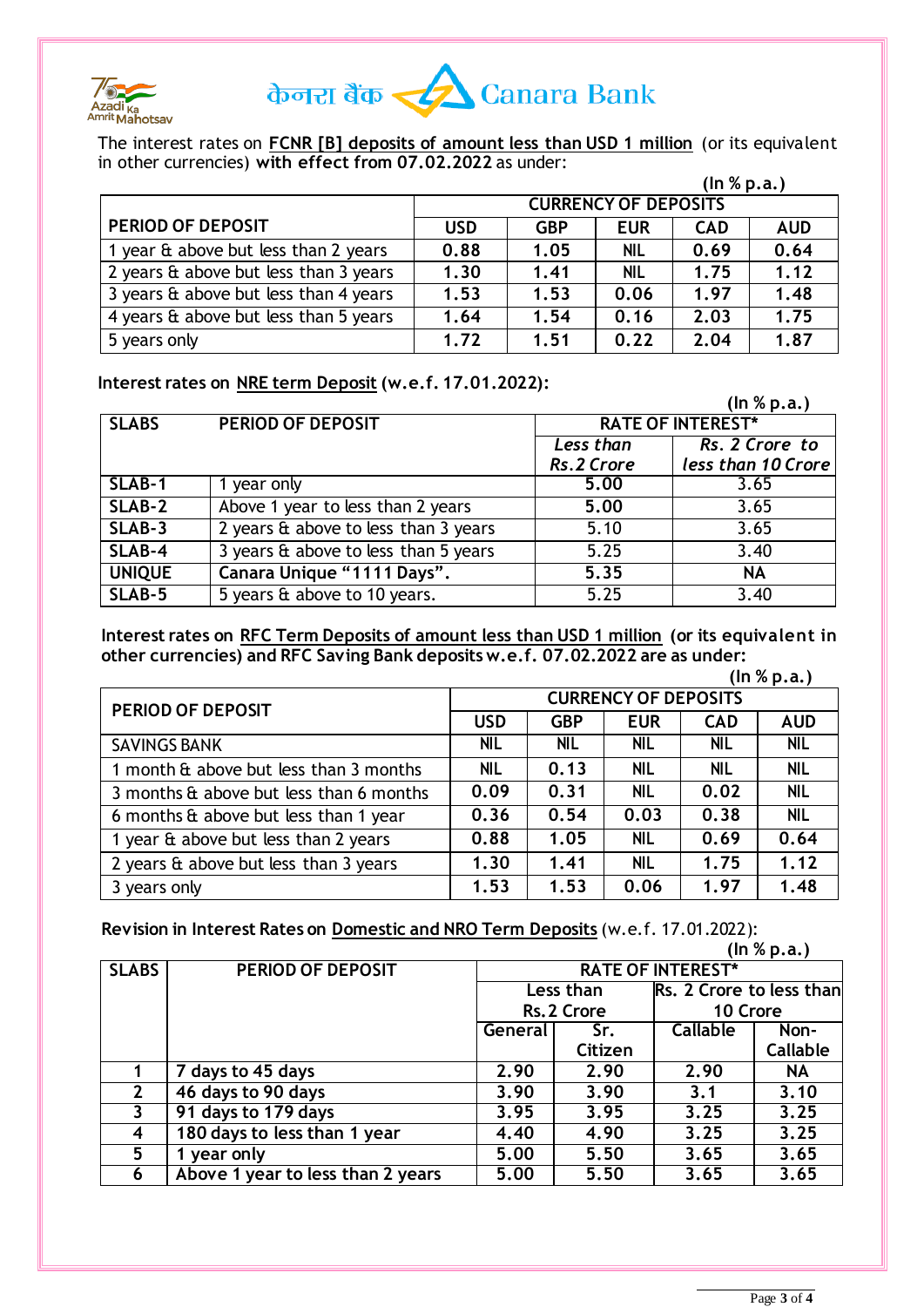The interest rates on **FCNR [B] deposits of amount less than USD 1 million** (or its equivalent in other currencies) **with effect from 07.02.2022** as under:

**(In % p.a.)**

| PERIOD OF DEPOSIT | CURRENCY OF DEPOSITS | | | | |
|---|---|---|---|---|---|
| | USD | GBP | EUR | CAD | AUD |
| 1 year & above but less than 2 years | 0.88 | 1.05 | NIL | 0.69 | 0.64 |
| 2 years & above but less than 3 years | 1.30 | 1.41 | NIL | 1.75 | 1.12 |
| 3 years & above but less than 4 years | 1.53 | 1.53 | 0.06 | 1.97 | 1.48 |
| 4 years & above but less than 5 years | 1.64 | 1.54 | 0.16 | 2.03 | 1.75 |
| 5 years only | 1.72 | 1.51 | 0.22 | 2.04 | 1.87 |

**Interest rates on NRE term Deposit (w.e.f. 17.01.2022):**

**(In % p.a.)**

| SLABS | PERIOD OF DEPOSIT | RATE OF INTEREST* | |
|---|---|---|---|
| | | *Less than Rs.2 Crore* | *Rs. 2 Crore to less than 10 Crore* |
| SLAB-1 | 1 year only | 5.00 | 3.65 |
| SLAB-2 | Above 1 year to less than 2 years | 5.00 | 3.65 |
| SLAB-3 | 2 years & above to less than 3 years | 5.10 | 3.65 |
| SLAB-4 | 3 years & above to less than 5 years | 5.25 | 3.40 |
| UNIQUE | **Canara Unique "1111 Days".** | 5.35 | NA |
| SLAB-5 | 5 years & above to 10 years. | 5.25 | 3.40 |

**Interest rates on RFC Term Deposits of amount less than USD 1 million (or its equivalent in other currencies) and RFC Saving Bank deposits w.e.f. 07.02.2022 are as under:**

**(In % p.a.)**

| PERIOD OF DEPOSIT | CURRENCY OF DEPOSITS | | | | |
|---|---|---|---|---|---|
| | USD | GBP | EUR | CAD | AUD |
| SAVINGS BANK | NIL | NIL | NIL | NIL | NIL |
| 1 month & above but less than 3 months | NIL | 0.13 | NIL | NIL | NIL |
| 3 months & above but less than 6 months | 0.09 | 0.31 | NIL | 0.02 | NIL |
| 6 months & above but less than 1 year | 0.36 | 0.54 | 0.03 | 0.38 | NIL |
| 1 year & above but less than 2 years | 0.88 | 1.05 | NIL | 0.69 | 0.64 |
| 2 years & above but less than 3 years | 1.30 | 1.41 | NIL | 1.75 | 1.12 |
| 3 years only | 1.53 | 1.53 | 0.06 | 1.97 | 1.48 |

**Revision in Interest Rates on Domestic and NRO Term Deposits** (w.e.f. 17.01.2022):

**(In % p.a.)**

| SLABS | PERIOD OF DEPOSIT | RATE OF INTEREST* | | | |
|---|---|---|---|---|---|
| | | Less than Rs.2 Crore | | Rs. 2 Crore to less than 10 Crore | |
| | | General | Sr. Citizen | Callable | Non-Callable |
| 1 | 7 days to 45 days | 2.90 | 2.90 | 2.90 | NA |
| 2 | 46 days to 90 days | 3.90 | 3.90 | 3.1 | 3.10 |
| 3 | 91 days to 179 days | 3.95 | 3.95 | 3.25 | 3.25 |
| 4 | 180 days to less than 1 year | 4.40 | 4.90 | 3.25 | 3.25 |
| 5 | 1 year only | 5.00 | 5.50 | 3.65 | 3.65 |
| 6 | Above 1 year to less than 2 years | 5.00 | 5.50 | 3.65 | 3.65 |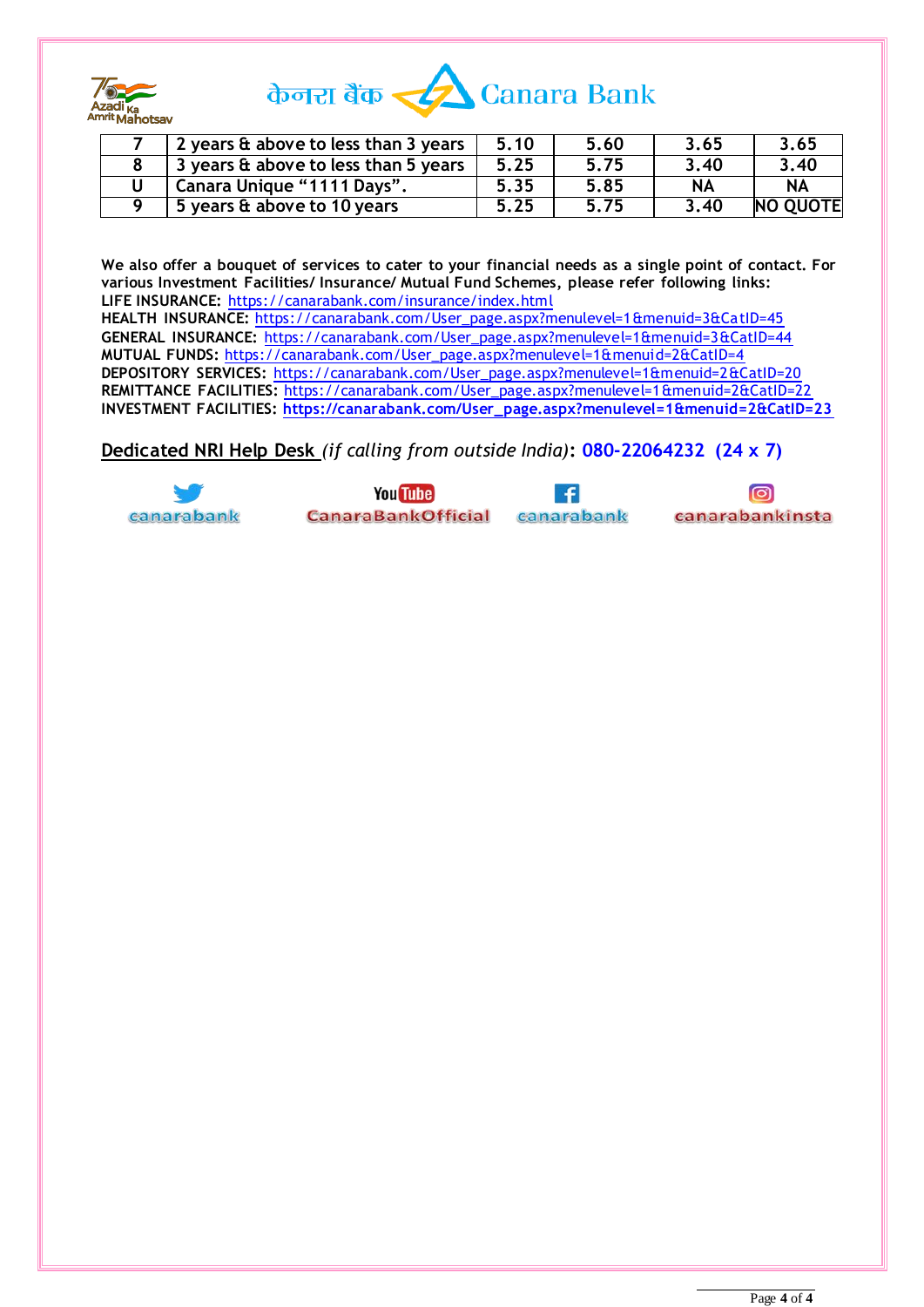| | | | | | |
|---|---|---|---|---|---|
| 7 | 2 years & above to less than 3 years | 5.10 | 5.60 | 3.65 | 3.65 |
| 8 | 3 years & above to less than 5 years | 5.25 | 5.75 | 3.40 | 3.40 |
| U | Canara Unique "1111 Days". | 5.35 | 5.85 | NA | NA |
| 9 | 5 years & above to 10 years | 5.25 | 5.75 | 3.40 | NO QUOTE |

**We also offer a bouquet of services to cater to your financial needs as a single point of contact. For various Investment Facilities/ Insurance/ Mutual Fund Schemes, please refer following links:**

**LIFE INSURANCE:** https://canarabank.com/insurance/index.html

**HEALTH INSURANCE:** https://canarabank.com/User_page.aspx?menulevel=1&menuid=3&CatID=45

**GENERAL INSURANCE:** https://canarabank.com/User_page.aspx?menulevel=1&menuid=3&CatID=44

**MUTUAL FUNDS:** https://canarabank.com/User_page.aspx?menulevel=1&menuid=2&CatID=4

**DEPOSITORY SERVICES:** https://canarabank.com/User_page.aspx?menulevel=1&menuid=2&CatID=20

**REMITTANCE FACILITIES:** https://canarabank.com/User_page.aspx?menulevel=1&menuid=2&CatID=22

**INVESTMENT FACILITIES:** **https://canarabank.com/User_page.aspx?menulevel=1&menuid=2&CatID=23**

**Dedicated NRI Help Desk** *(if calling from outside India)*: **080-22064232 (24 x 7)**

canarabank | CanaraBankOfficial | canarabank | canarabankinsta